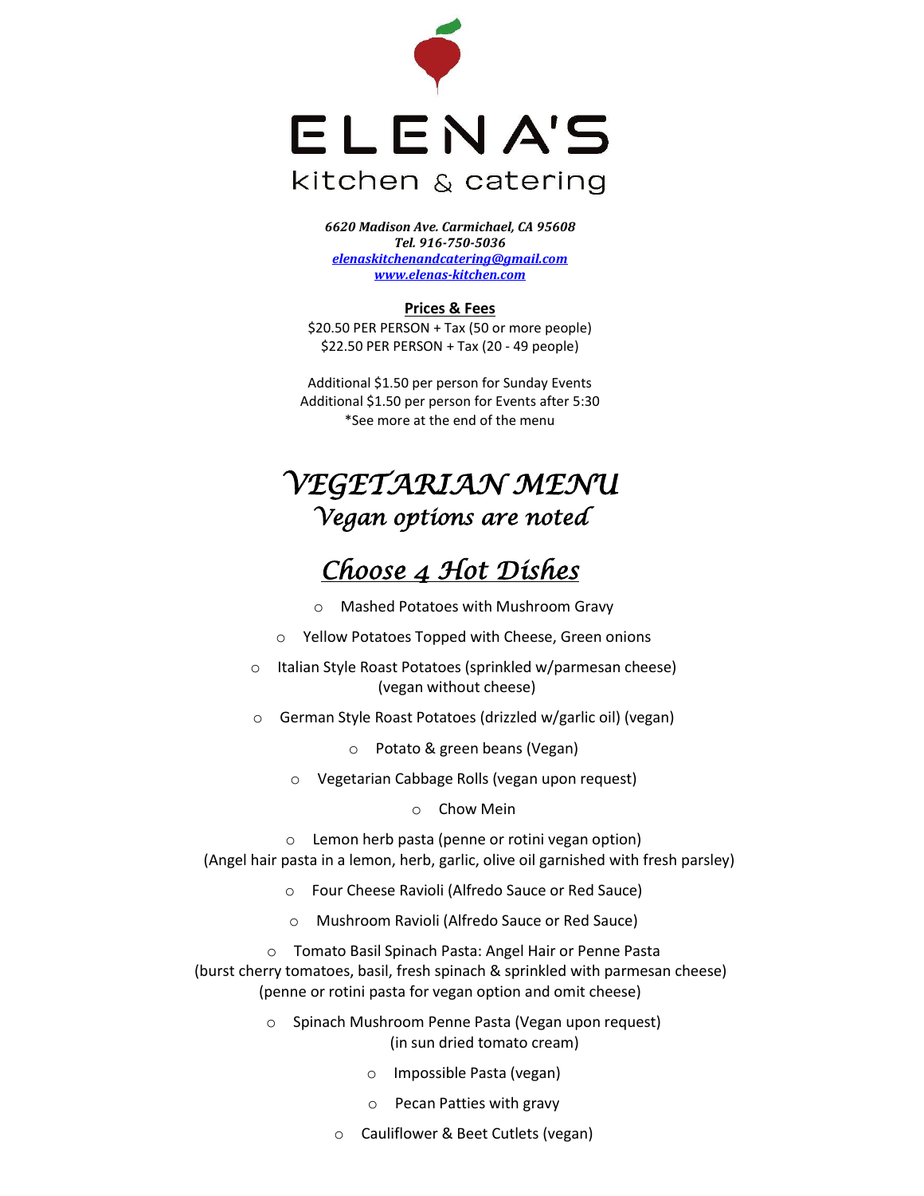# ELENA'S

kitchen & catering

***6620 Madison Ave. Carmichael, CA 95608***
***Tel. 916-750-5036***
***elenaskitchenandcatering@gmail.com***
***www.elenas-kitchen.com***

**Prices & Fees**

$20.50 PER PERSON + Tax (50 or more people)
$22.50 PER PERSON + Tax (20 - 49 people)

Additional $1.50 per person for Sunday Events
Additional $1.50 per person for Events after 5:30
*See more at the end of the menu

## *VEGETARIAN MENU*

### *Vegan options are noted*

## *Choose 4 Hot Dishes*

- Mashed Potatoes with Mushroom Gravy
- Yellow Potatoes Topped with Cheese, Green onions
- Italian Style Roast Potatoes (sprinkled w/parmesan cheese) (vegan without cheese)
- German Style Roast Potatoes (drizzled w/garlic oil) (vegan)
- Potato & green beans (Vegan)
- Vegetarian Cabbage Rolls (vegan upon request)
- Chow Mein
- Lemon herb pasta (penne or rotini vegan option) (Angel hair pasta in a lemon, herb, garlic, olive oil garnished with fresh parsley)
- Four Cheese Ravioli (Alfredo Sauce or Red Sauce)
- Mushroom Ravioli (Alfredo Sauce or Red Sauce)
- Tomato Basil Spinach Pasta: Angel Hair or Penne Pasta (burst cherry tomatoes, basil, fresh spinach & sprinkled with parmesan cheese) (penne or rotini pasta for vegan option and omit cheese)
- Spinach Mushroom Penne Pasta (Vegan upon request) (in sun dried tomato cream)
- Impossible Pasta (vegan)
- Pecan Patties with gravy
- Cauliflower & Beet Cutlets (vegan)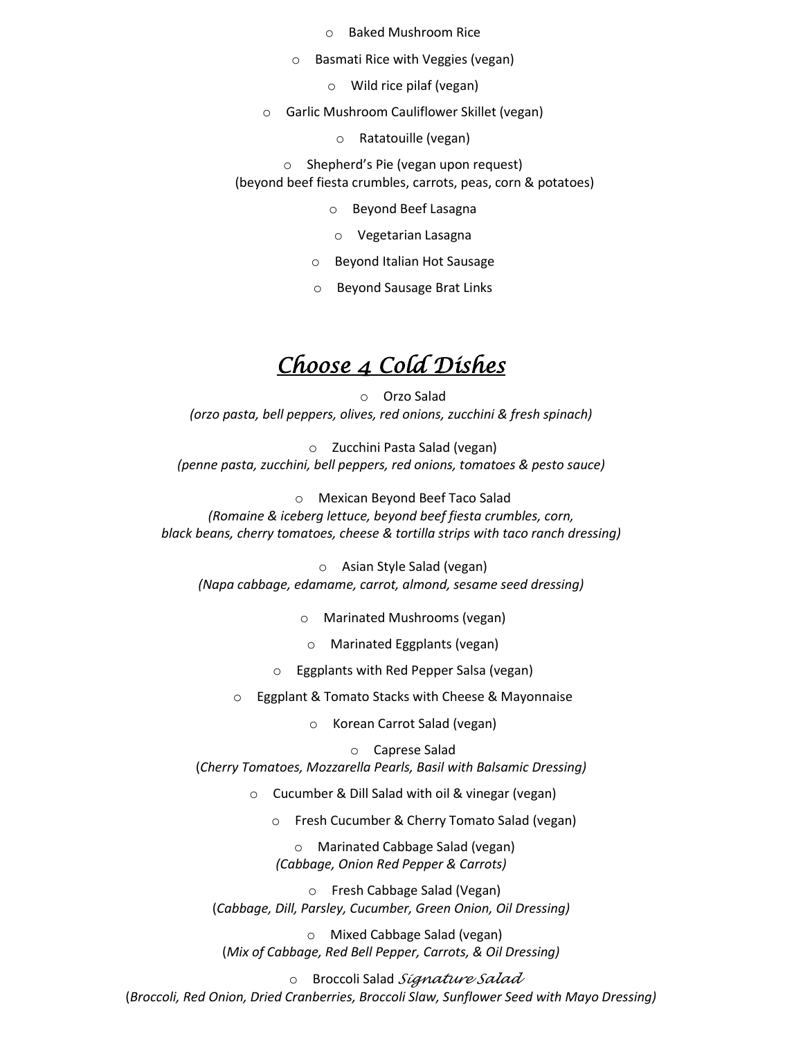- Baked Mushroom Rice
- Basmati Rice with Veggies (vegan)
- Wild rice pilaf (vegan)
- Garlic Mushroom Cauliflower Skillet (vegan)
- Ratatouille (vegan)
- Shepherd's Pie (vegan upon request)
  (beyond beef fiesta crumbles, carrots, peas, corn & potatoes)
- Beyond Beef Lasagna
- Vegetarian Lasagna
- Beyond Italian Hot Sausage
- Beyond Sausage Brat Links

## *Choose 4 Cold Dishes*

- Orzo Salad
  *(orzo pasta, bell peppers, olives, red onions, zucchini & fresh spinach)*
- Zucchini Pasta Salad (vegan)
  *(penne pasta, zucchini, bell peppers, red onions, tomatoes & pesto sauce)*
- Mexican Beyond Beef Taco Salad
  *(Romaine & iceberg lettuce, beyond beef fiesta crumbles, corn, black beans, cherry tomatoes, cheese & tortilla strips with taco ranch dressing)*
- Asian Style Salad (vegan)
  *(Napa cabbage, edamame, carrot, almond, sesame seed dressing)*
- Marinated Mushrooms (vegan)
- Marinated Eggplants (vegan)
- Eggplants with Red Pepper Salsa (vegan)
- Eggplant & Tomato Stacks with Cheese & Mayonnaise
- Korean Carrot Salad (vegan)
- Caprese Salad
  (*Cherry Tomatoes, Mozzarella Pearls, Basil with Balsamic Dressing)*
- Cucumber & Dill Salad with oil & vinegar (vegan)
- Fresh Cucumber & Cherry Tomato Salad (vegan)
- Marinated Cabbage Salad (vegan)
  *(Cabbage, Onion Red Pepper & Carrots)*
- Fresh Cabbage Salad (Vegan)
  (*Cabbage, Dill, Parsley, Cucumber, Green Onion, Oil Dressing)*
- Mixed Cabbage Salad (vegan)
  (*Mix of Cabbage, Red Bell Pepper, Carrots, & Oil Dressing)*
- Broccoli Salad *Signature Salad*
  (*Broccoli, Red Onion, Dried Cranberries, Broccoli Slaw, Sunflower Seed with Mayo Dressing)*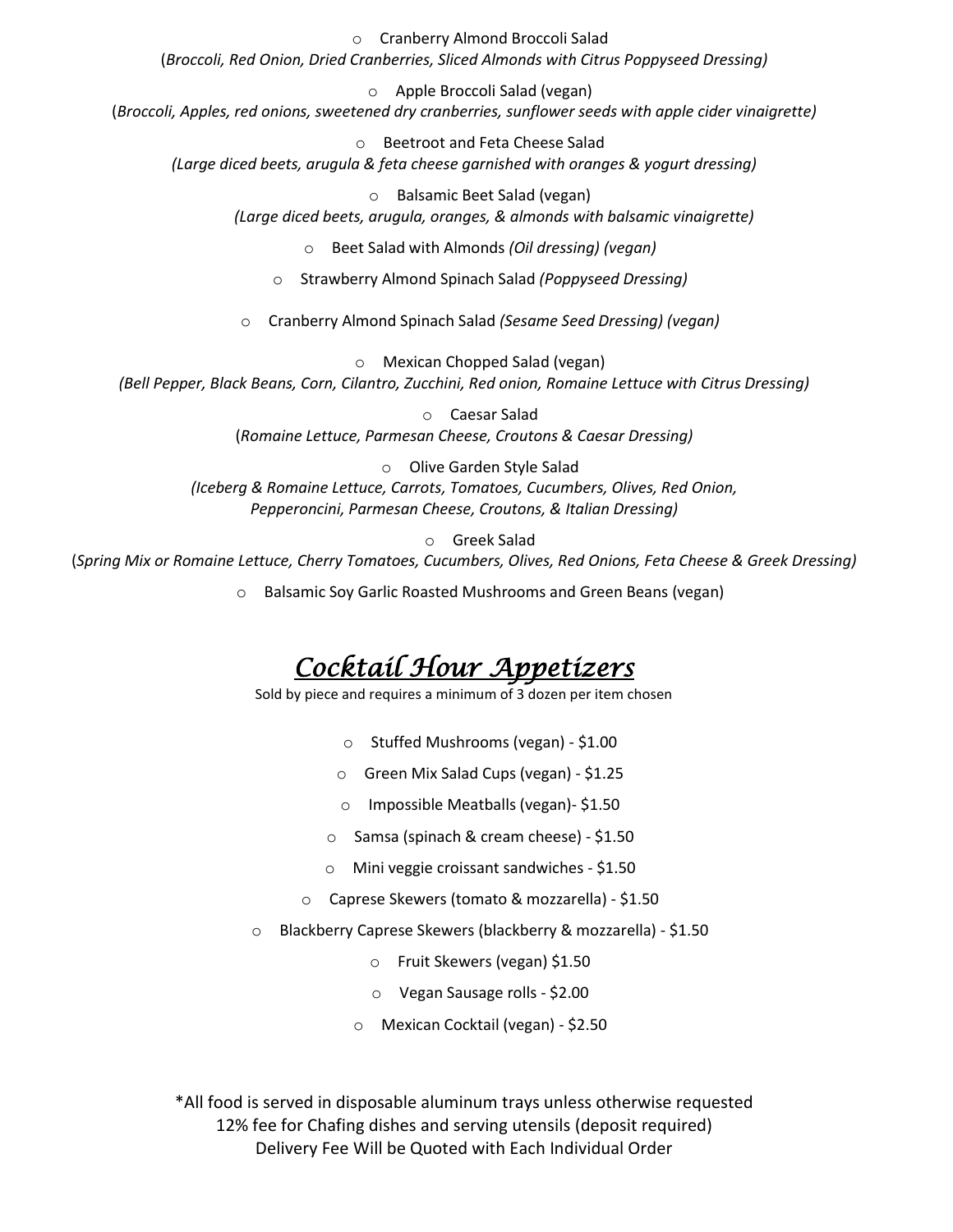- Cranberry Almond Broccoli Salad
  (*Broccoli, Red Onion, Dried Cranberries, Sliced Almonds with Citrus Poppyseed Dressing)*
- Apple Broccoli Salad (vegan)
  (*Broccoli, Apples, red onions, sweetened dry cranberries, sunflower seeds with apple cider vinaigrette)*
- Beetroot and Feta Cheese Salad
  *(Large diced beets, arugula & feta cheese garnished with oranges & yogurt dressing)*
- Balsamic Beet Salad (vegan)
  *(Large diced beets, arugula, oranges, & almonds with balsamic vinaigrette)*
- Beet Salad with Almonds *(Oil dressing) (vegan)*
- Strawberry Almond Spinach Salad *(Poppyseed Dressing)*
- Cranberry Almond Spinach Salad *(Sesame Seed Dressing) (vegan)*
- Mexican Chopped Salad (vegan)
  *(Bell Pepper, Black Beans, Corn, Cilantro, Zucchini, Red onion, Romaine Lettuce with Citrus Dressing)*
- Caesar Salad
  (*Romaine Lettuce, Parmesan Cheese, Croutons & Caesar Dressing)*
- Olive Garden Style Salad
  *(Iceberg & Romaine Lettuce, Carrots, Tomatoes, Cucumbers, Olives, Red Onion, Pepperoncini, Parmesan Cheese, Croutons, & Italian Dressing)*
- Greek Salad
  (*Spring Mix or Romaine Lettuce, Cherry Tomatoes, Cucumbers, Olives, Red Onions, Feta Cheese & Greek Dressing)*
- Balsamic Soy Garlic Roasted Mushrooms and Green Beans (vegan)

## *Cocktail Hour Appetizers*

Sold by piece and requires a minimum of 3 dozen per item chosen

- Stuffed Mushrooms (vegan) - $1.00
- Green Mix Salad Cups (vegan) - $1.25
- Impossible Meatballs (vegan)- $1.50
- Samsa (spinach & cream cheese) - $1.50
- Mini veggie croissant sandwiches - $1.50
- Caprese Skewers (tomato & mozzarella) - $1.50
- Blackberry Caprese Skewers (blackberry & mozzarella) - $1.50
- Fruit Skewers (vegan) $1.50
- Vegan Sausage rolls - $2.00
- Mexican Cocktail (vegan) - $2.50

*All food is served in disposable aluminum trays unless otherwise requested
12% fee for Chafing dishes and serving utensils (deposit required)
Delivery Fee Will be Quoted with Each Individual Order